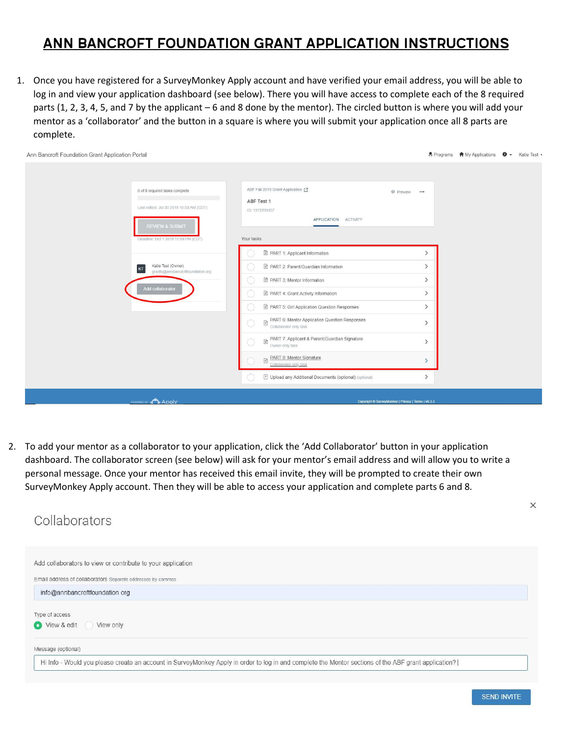# ANN BANCROFT FOUNDATION GRANT APPLICATION INSTRUCTIONS

1. Once you have registered for a SurveyMonkey Apply account and have verified your email address, you will be able to log in and view your application dashboard (see below). There you will have access to complete each of the 8 required parts (1, 2, 3, 4, 5, and 7 by the applicant – 6 and 8 done by the mentor). The circled button is where you will add your mentor as a 'collaborator' and the button in a square is where you will submit your application once all 8 parts are complete.

2. To add your mentor as a collaborator to your application, click the 'Add Collaborator' button in your application dashboard. The collaborator screen (see below) will ask for your mentor's email address and will allow you to write a personal message. Once your mentor has received this email invite, they will be prompted to create their own SurveyMonkey Apply account. Then they will be able to access your application and complete parts 6 and 8.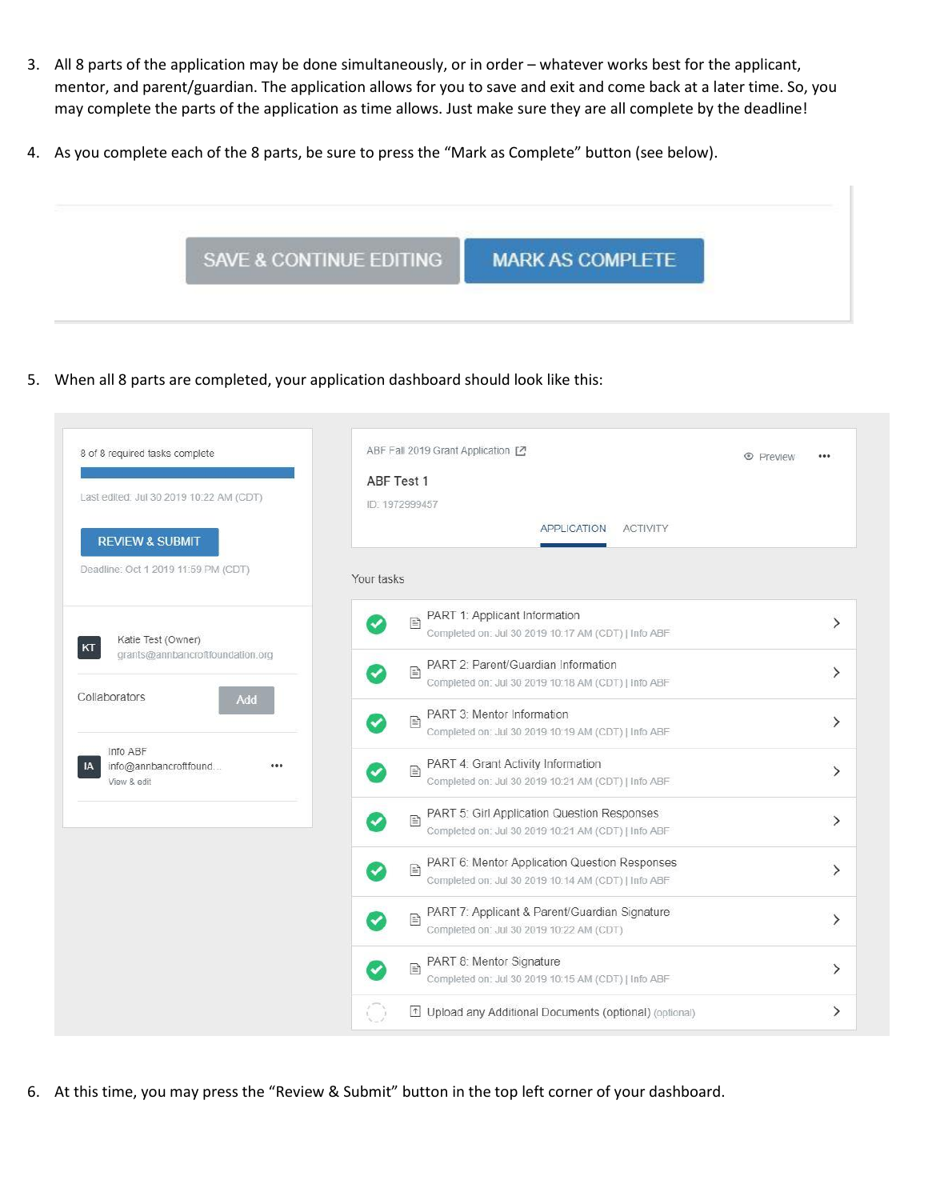3. All 8 parts of the application may be done simultaneously, or in order – whatever works best for the applicant, mentor, and parent/guardian. The application allows for you to save and exit and come back at a later time. So, you may complete the parts of the application as time allows. Just make sure they are all complete by the deadline!

4. As you complete each of the 8 parts, be sure to press the "Mark as Complete" button (see below).

SAVE & CONTINUE EDITING | MARK AS COMPLETE

5. When all 8 parts are completed, your application dashboard should look like this:

8 of 8 required tasks complete

Last edited: Jul 30 2019 10:22 AM (CDT)

REVIEW & SUBMIT

Deadline: Oct 1 2019 11:59 PM (CDT)

KT Katie Test (Owner)
grants@annbancroftfoundation.org

Collaborators — Add

IA Info ABF
info@annbancroftfound...
View & edit

ABF Fall 2019 Grant Application

Preview

ABF Test 1

ID: 1972999457

APPLICATION — ACTIVITY

Your tasks

- PART 1: Applicant Information
  Completed on: Jul 30 2019 10:17 AM (CDT) | Info ABF
- PART 2: Parent/Guardian Information
  Completed on: Jul 30 2019 10:18 AM (CDT) | Info ABF
- PART 3: Mentor Information
  Completed on: Jul 30 2019 10:19 AM (CDT) | Info ABF
- PART 4: Grant Activity Information
  Completed on: Jul 30 2019 10:21 AM (CDT) | Info ABF
- PART 5: Girl Application Question Responses
  Completed on: Jul 30 2019 10:21 AM (CDT) | Info ABF
- PART 6: Mentor Application Question Responses
  Completed on: Jul 30 2019 10:14 AM (CDT) | Info ABF
- PART 7: Applicant & Parent/Guardian Signature
  Completed on: Jul 30 2019 10:22 AM (CDT)
- PART 8: Mentor Signature
  Completed on: Jul 30 2019 10:15 AM (CDT) | Info ABF
- Upload any Additional Documents (optional) (optional)

6. At this time, you may press the "Review & Submit" button in the top left corner of your dashboard.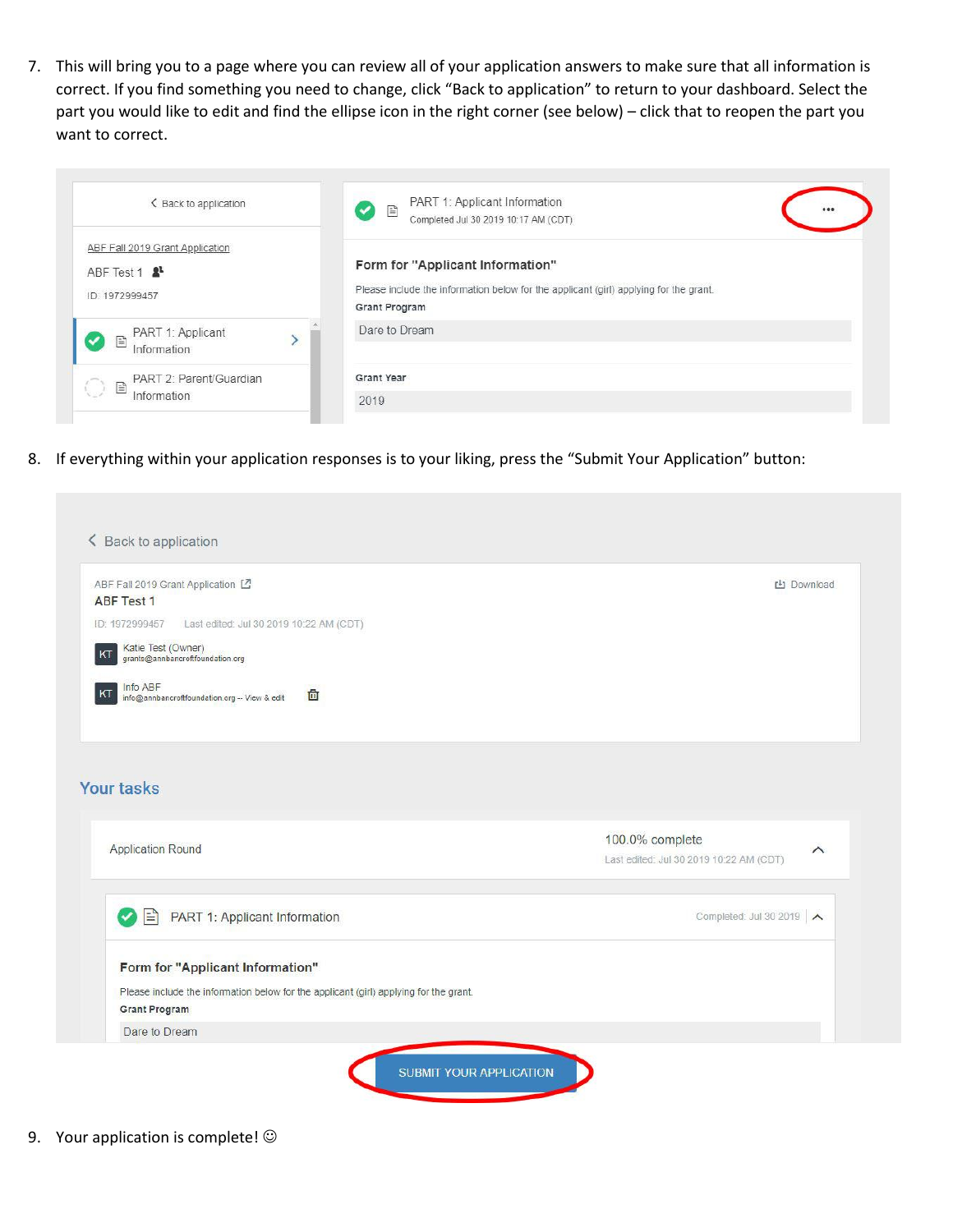7. This will bring you to a page where you can review all of your application answers to make sure that all information is correct. If you find something you need to change, click "Back to application" to return to your dashboard. Select the part you would like to edit and find the ellipse icon in the right corner (see below) – click that to reopen the part you want to correct.

8. If everything within your application responses is to your liking, press the "Submit Your Application" button:

9. Your application is complete! ☺